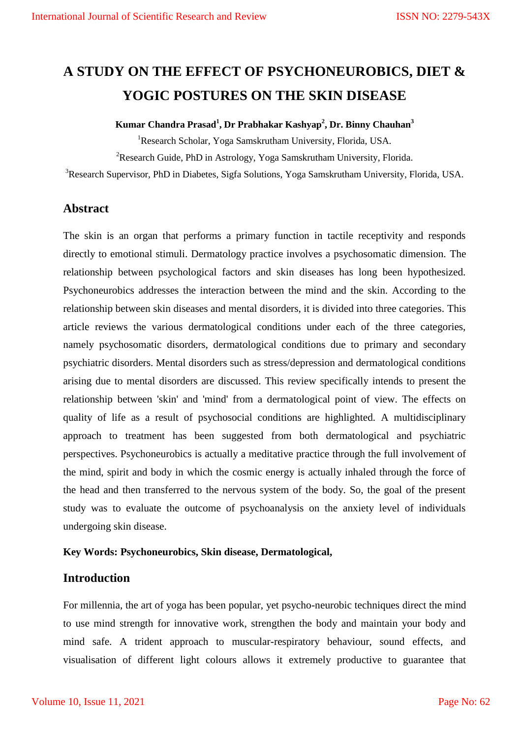# A STUDY ON THE EFFECT OF PSYCHONEUROBICS, DIET & YOGIC POSTURES ON THE SKIN DISEASE

**Kumar Chandra Prasad[1], Dr Prabhakar Kashyap[2], Dr. Binny Chauhan[3]**

[1]Research Scholar, Yoga Samskrutham University, Florida, USA.

[2]Research Guide, PhD in Astrology, Yoga Samskrutham University, Florida.

[3]Research Supervisor, PhD in Diabetes, Sigfa Solutions, Yoga Samskrutham University, Florida, USA.

## Abstract

The skin is an organ that performs a primary function in tactile receptivity and responds directly to emotional stimuli. Dermatology practice involves a psychosomatic dimension. The relationship between psychological factors and skin diseases has long been hypothesized. Psychoneurobics addresses the interaction between the mind and the skin. According to the relationship between skin diseases and mental disorders, it is divided into three categories. This article reviews the various dermatological conditions under each of the three categories, namely psychosomatic disorders, dermatological conditions due to primary and secondary psychiatric disorders. Mental disorders such as stress/depression and dermatological conditions arising due to mental disorders are discussed. This review specifically intends to present the relationship between 'skin' and 'mind' from a dermatological point of view. The effects on quality of life as a result of psychosocial conditions are highlighted. A multidisciplinary approach to treatment has been suggested from both dermatological and psychiatric perspectives. Psychoneurobics is actually a meditative practice through the full involvement of the mind, spirit and body in which the cosmic energy is actually inhaled through the force of the head and then transferred to the nervous system of the body. So, the goal of the present study was to evaluate the outcome of psychoanalysis on the anxiety level of individuals undergoing skin disease.

**Key Words: Psychoneurobics, Skin disease, Dermatological,**

## Introduction

For millennia, the art of yoga has been popular, yet psycho-neurobic techniques direct the mind to use mind strength for innovative work, strengthen the body and maintain your body and mind safe. A trident approach to muscular-respiratory behaviour, sound effects, and visualisation of different light colours allows it extremely productive to guarantee that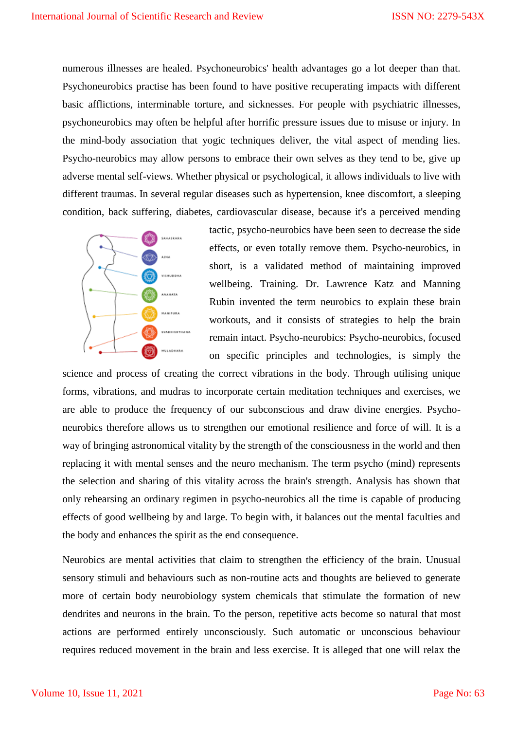numerous illnesses are healed. Psychoneurobics' health advantages go a lot deeper than that. Psychoneurobics practise has been found to have positive recuperating impacts with different basic afflictions, interminable torture, and sicknesses. For people with psychiatric illnesses, psychoneurobics may often be helpful after horrific pressure issues due to misuse or injury. In the mind-body association that yogic techniques deliver, the vital aspect of mending lies. Psycho-neurobics may allow persons to embrace their own selves as they tend to be, give up adverse mental self-views. Whether physical or psychological, it allows individuals to live with different traumas. In several regular diseases such as hypertension, knee discomfort, a sleeping condition, back suffering, diabetes, cardiovascular disease, because it's a perceived mending tactic, psycho-neurobics have been seen to decrease the side effects, or even totally remove them. Psycho-neurobics, in short, is a validated method of maintaining improved wellbeing. Training. Dr. Lawrence Katz and Manning Rubin invented the term neurobics to explain these brain workouts, and it consists of strategies to help the brain remain intact. Psycho-neurobics: Psycho-neurobics, focused on specific principles and technologies, is simply the science and process of creating the correct vibrations in the body. Through utilising unique forms, vibrations, and mudras to incorporate certain meditation techniques and exercises, we are able to produce the frequency of our subconscious and draw divine energies. Psycho-neurobics therefore allows us to strengthen our emotional resilience and force of will. It is a way of bringing astronomical vitality by the strength of the consciousness in the world and then replacing it with mental senses and the neuro mechanism. The term psycho (mind) represents the selection and sharing of this vitality across the brain's strength. Analysis has shown that only rehearsing an ordinary regimen in psycho-neurobics all the time is capable of producing effects of good wellbeing by and large. To begin with, it balances out the mental faculties and the body and enhances the spirit as the end consequence.

Neurobics are mental activities that claim to strengthen the efficiency of the brain. Unusual sensory stimuli and behaviours such as non-routine acts and thoughts are believed to generate more of certain body neurobiology system chemicals that stimulate the formation of new dendrites and neurons in the brain. To the person, repetitive acts become so natural that most actions are performed entirely unconsciously. Such automatic or unconscious behaviour requires reduced movement in the brain and less exercise. It is alleged that one will relax the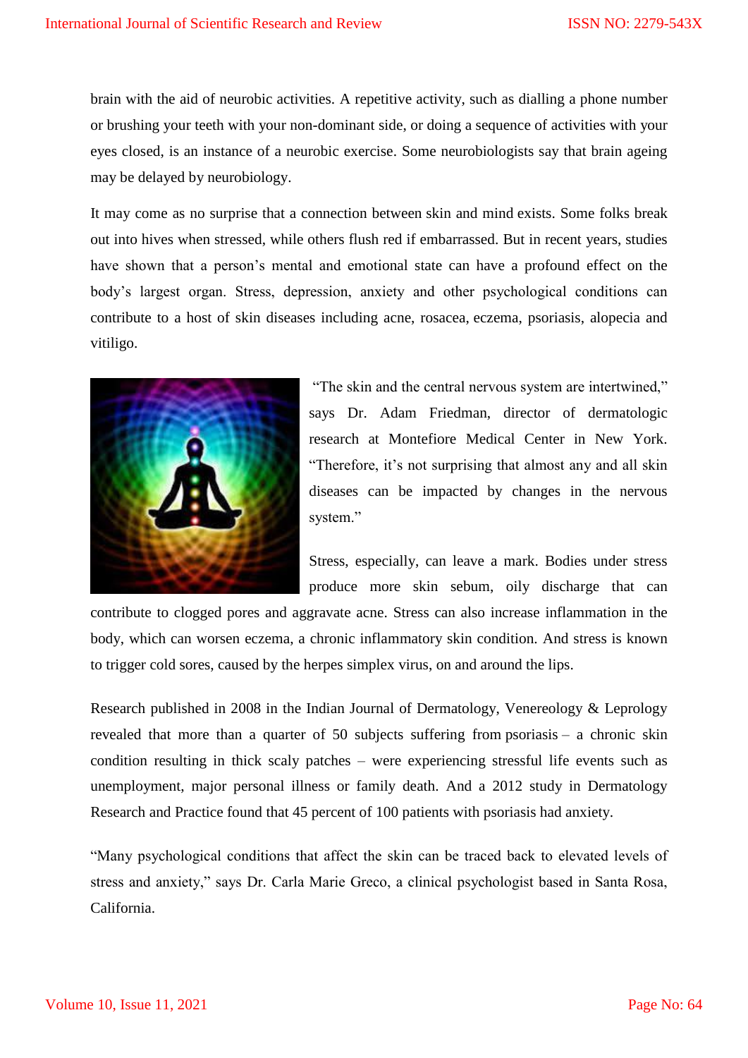brain with the aid of neurobic activities. A repetitive activity, such as dialling a phone number or brushing your teeth with your non-dominant side, or doing a sequence of activities with your eyes closed, is an instance of a neurobic exercise. Some neurobiologists say that brain ageing may be delayed by neurobiology.

It may come as no surprise that a connection between skin and mind exists. Some folks break out into hives when stressed, while others flush red if embarrassed. But in recent years, studies have shown that a person's mental and emotional state can have a profound effect on the body's largest organ. Stress, depression, anxiety and other psychological conditions can contribute to a host of skin diseases including acne, rosacea, eczema, psoriasis, alopecia and vitiligo.

"The skin and the central nervous system are intertwined," says Dr. Adam Friedman, director of dermatologic research at Montefiore Medical Center in New York. "Therefore, it's not surprising that almost any and all skin diseases can be impacted by changes in the nervous system."

Stress, especially, can leave a mark. Bodies under stress produce more skin sebum, oily discharge that can contribute to clogged pores and aggravate acne. Stress can also increase inflammation in the body, which can worsen eczema, a chronic inflammatory skin condition. And stress is known to trigger cold sores, caused by the herpes simplex virus, on and around the lips.

Research published in 2008 in the Indian Journal of Dermatology, Venereology & Leprology revealed that more than a quarter of 50 subjects suffering from psoriasis – a chronic skin condition resulting in thick scaly patches – were experiencing stressful life events such as unemployment, major personal illness or family death. And a 2012 study in Dermatology Research and Practice found that 45 percent of 100 patients with psoriasis had anxiety.

"Many psychological conditions that affect the skin can be traced back to elevated levels of stress and anxiety," says Dr. Carla Marie Greco, a clinical psychologist based in Santa Rosa, California.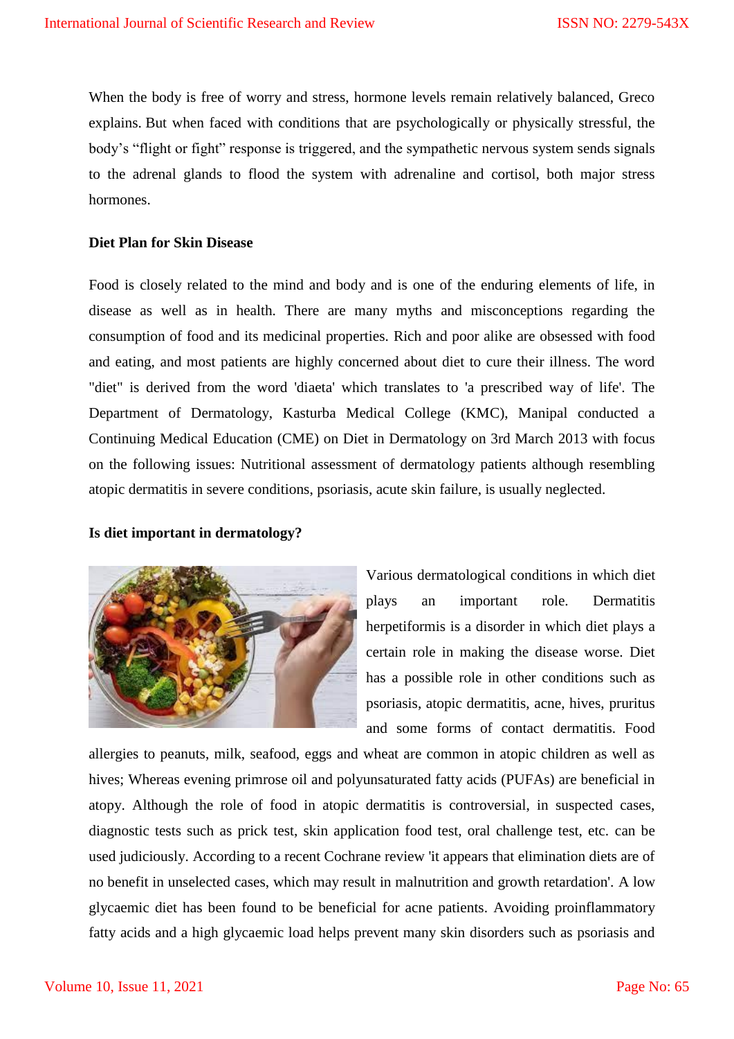When the body is free of worry and stress, hormone levels remain relatively balanced, Greco explains. But when faced with conditions that are psychologically or physically stressful, the body's "flight or fight" response is triggered, and the sympathetic nervous system sends signals to the adrenal glands to flood the system with adrenaline and cortisol, both major stress hormones.

**Diet Plan for Skin Disease**

Food is closely related to the mind and body and is one of the enduring elements of life, in disease as well as in health. There are many myths and misconceptions regarding the consumption of food and its medicinal properties. Rich and poor alike are obsessed with food and eating, and most patients are highly concerned about diet to cure their illness. The word "diet" is derived from the word 'diaeta' which translates to 'a prescribed way of life'. The Department of Dermatology, Kasturba Medical College (KMC), Manipal conducted a Continuing Medical Education (CME) on Diet in Dermatology on 3rd March 2013 with focus on the following issues: Nutritional assessment of dermatology patients although resembling atopic dermatitis in severe conditions, psoriasis, acute skin failure, is usually neglected.

**Is diet important in dermatology?**

Various dermatological conditions in which diet plays an important role. Dermatitis herpetiformis is a disorder in which diet plays a certain role in making the disease worse. Diet has a possible role in other conditions such as psoriasis, atopic dermatitis, acne, hives, pruritus and some forms of contact dermatitis. Food allergies to peanuts, milk, seafood, eggs and wheat are common in atopic children as well as hives; Whereas evening primrose oil and polyunsaturated fatty acids (PUFAs) are beneficial in atopy. Although the role of food in atopic dermatitis is controversial, in suspected cases, diagnostic tests such as prick test, skin application food test, oral challenge test, etc. can be used judiciously. According to a recent Cochrane review 'it appears that elimination diets are of no benefit in unselected cases, which may result in malnutrition and growth retardation'. A low glycaemic diet has been found to be beneficial for acne patients. Avoiding proinflammatory fatty acids and a high glycaemic load helps prevent many skin disorders such as psoriasis and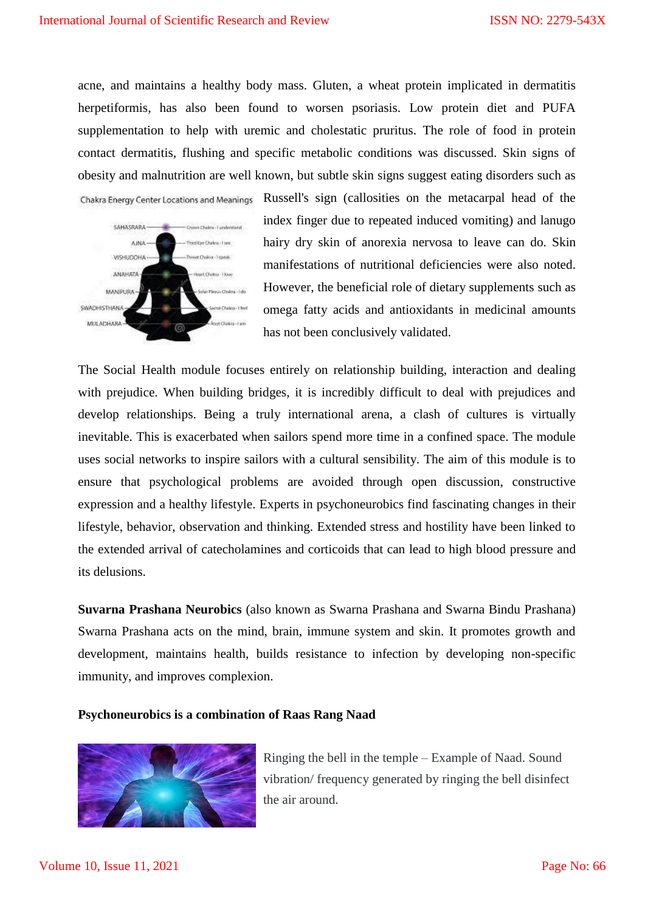acne, and maintains a healthy body mass. Gluten, a wheat protein implicated in dermatitis herpetiformis, has also been found to worsen psoriasis. Low protein diet and PUFA supplementation to help with uremic and cholestatic pruritus. The role of food in protein contact dermatitis, flushing and specific metabolic conditions was discussed. Skin signs of obesity and malnutrition are well known, but subtle skin signs suggest eating disorders such as Russell's sign (callosities on the metacarpal head of the index finger due to repeated induced vomiting) and lanugo hairy dry skin of anorexia nervosa to leave can do. Skin manifestations of nutritional deficiencies were also noted. However, the beneficial role of dietary supplements such as omega fatty acids and antioxidants in medicinal amounts has not been conclusively validated.

The Social Health module focuses entirely on relationship building, interaction and dealing with prejudice. When building bridges, it is incredibly difficult to deal with prejudices and develop relationships. Being a truly international arena, a clash of cultures is virtually inevitable. This is exacerbated when sailors spend more time in a confined space. The module uses social networks to inspire sailors with a cultural sensibility. The aim of this module is to ensure that psychological problems are avoided through open discussion, constructive expression and a healthy lifestyle. Experts in psychoneurobics find fascinating changes in their lifestyle, behavior, observation and thinking. Extended stress and hostility have been linked to the extended arrival of catecholamines and corticoids that can lead to high blood pressure and its delusions.

**Suvarna Prashana Neurobics** (also known as Swarna Prashana and Swarna Bindu Prashana) Swarna Prashana acts on the mind, brain, immune system and skin. It promotes growth and development, maintains health, builds resistance to infection by developing non-specific immunity, and improves complexion.

**Psychoneurobics is a combination of Raas Rang Naad**

Ringing the bell in the temple – Example of Naad. Sound vibration/ frequency generated by ringing the bell disinfect the air around.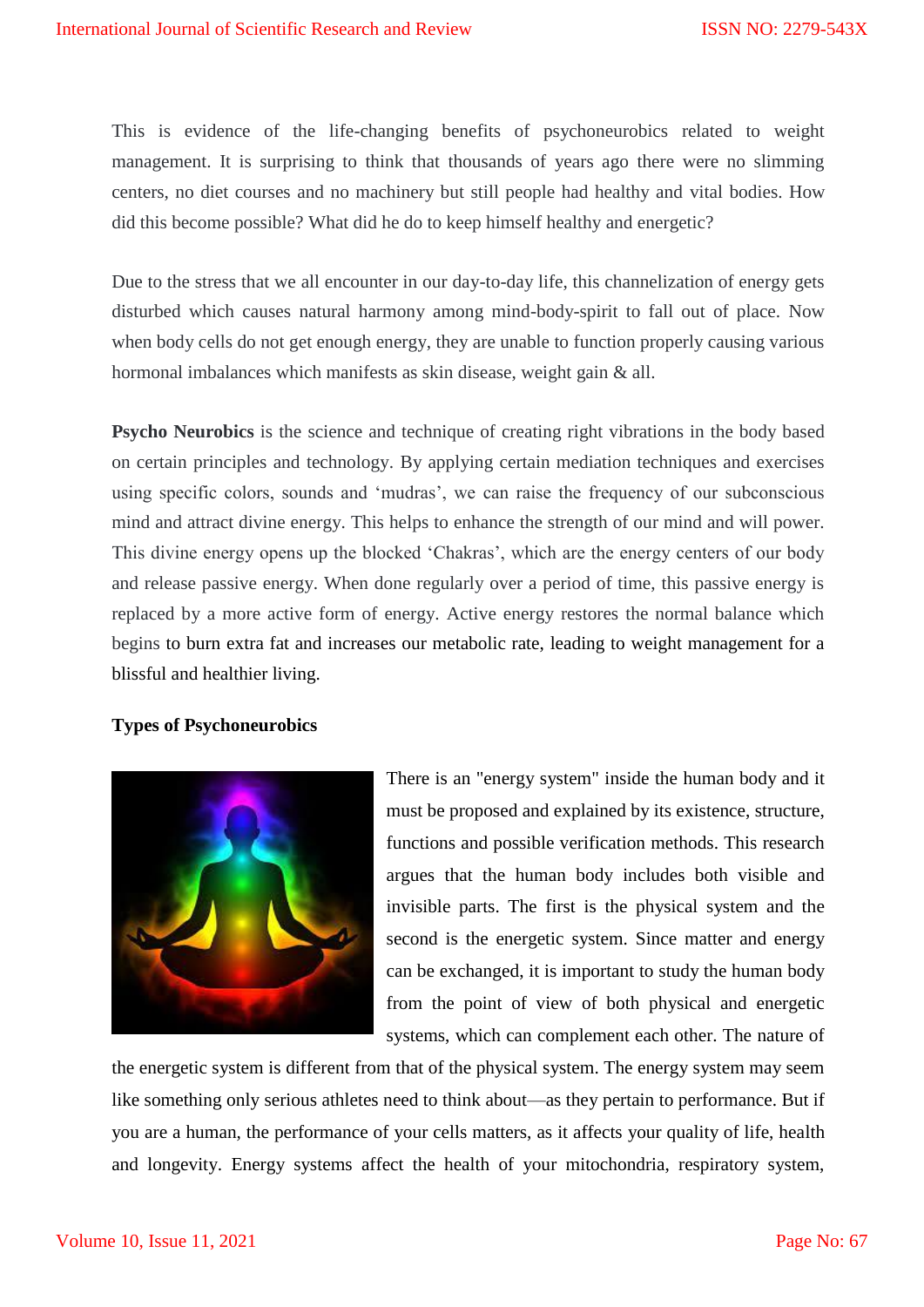This is evidence of the life-changing benefits of psychoneurobics related to weight management. It is surprising to think that thousands of years ago there were no slimming centers, no diet courses and no machinery but still people had healthy and vital bodies. How did this become possible? What did he do to keep himself healthy and energetic?

Due to the stress that we all encounter in our day-to-day life, this channelization of energy gets disturbed which causes natural harmony among mind-body-spirit to fall out of place. Now when body cells do not get enough energy, they are unable to function properly causing various hormonal imbalances which manifests as skin disease, weight gain & all.

**Psycho Neurobics** is the science and technique of creating right vibrations in the body based on certain principles and technology. By applying certain mediation techniques and exercises using specific colors, sounds and 'mudras', we can raise the frequency of our subconscious mind and attract divine energy. This helps to enhance the strength of our mind and will power. This divine energy opens up the blocked 'Chakras', which are the energy centers of our body and release passive energy. When done regularly over a period of time, this passive energy is replaced by a more active form of energy. Active energy restores the normal balance which begins to burn extra fat and increases our metabolic rate, leading to weight management for a blissful and healthier living.

**Types of Psychoneurobics**

There is an "energy system" inside the human body and it must be proposed and explained by its existence, structure, functions and possible verification methods. This research argues that the human body includes both visible and invisible parts. The first is the physical system and the second is the energetic system. Since matter and energy can be exchanged, it is important to study the human body from the point of view of both physical and energetic systems, which can complement each other. The nature of the energetic system is different from that of the physical system. The energy system may seem like something only serious athletes need to think about—as they pertain to performance. But if you are a human, the performance of your cells matters, as it affects your quality of life, health and longevity. Energy systems affect the health of your mitochondria, respiratory system,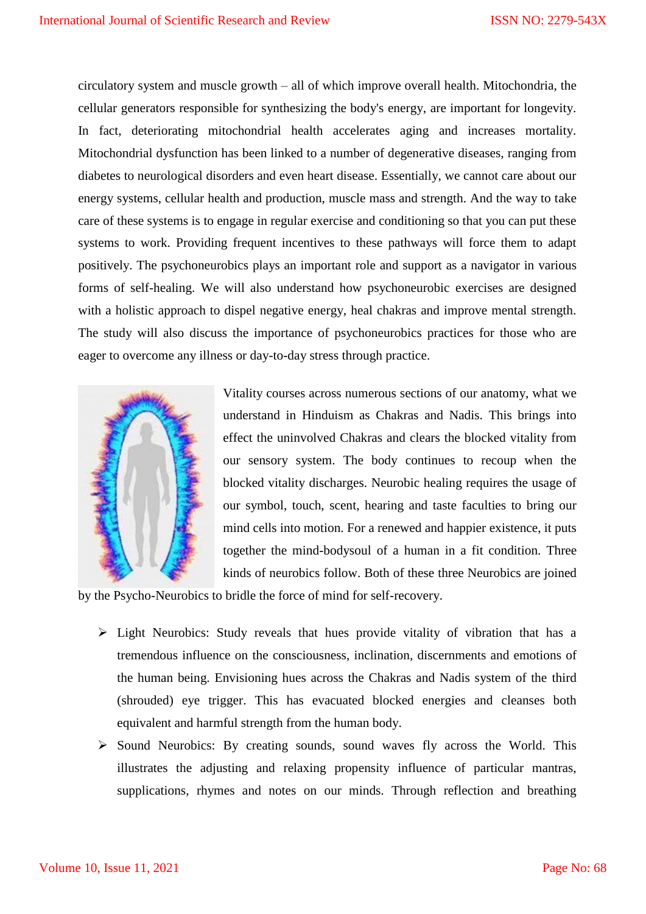circulatory system and muscle growth – all of which improve overall health. Mitochondria, the cellular generators responsible for synthesizing the body's energy, are important for longevity. In fact, deteriorating mitochondrial health accelerates aging and increases mortality. Mitochondrial dysfunction has been linked to a number of degenerative diseases, ranging from diabetes to neurological disorders and even heart disease. Essentially, we cannot care about our energy systems, cellular health and production, muscle mass and strength. And the way to take care of these systems is to engage in regular exercise and conditioning so that you can put these systems to work. Providing frequent incentives to these pathways will force them to adapt positively. The psychoneurobics plays an important role and support as a navigator in various forms of self-healing. We will also understand how psychoneurobic exercises are designed with a holistic approach to dispel negative energy, heal chakras and improve mental strength. The study will also discuss the importance of psychoneurobics practices for those who are eager to overcome any illness or day-to-day stress through practice.

Vitality courses across numerous sections of our anatomy, what we understand in Hinduism as Chakras and Nadis. This brings into effect the uninvolved Chakras and clears the blocked vitality from our sensory system. The body continues to recoup when the blocked vitality discharges. Neurobic healing requires the usage of our symbol, touch, scent, hearing and taste faculties to bring our mind cells into motion. For a renewed and happier existence, it puts together the mind-bodysoul of a human in a fit condition. Three kinds of neurobics follow. Both of these three Neurobics are joined by the Psycho-Neurobics to bridle the force of mind for self-recovery.

- Light Neurobics: Study reveals that hues provide vitality of vibration that has a tremendous influence on the consciousness, inclination, discernments and emotions of the human being. Envisioning hues across the Chakras and Nadis system of the third (shrouded) eye trigger. This has evacuated blocked energies and cleanses both equivalent and harmful strength from the human body.
- Sound Neurobics: By creating sounds, sound waves fly across the World. This illustrates the adjusting and relaxing propensity influence of particular mantras, supplications, rhymes and notes on our minds. Through reflection and breathing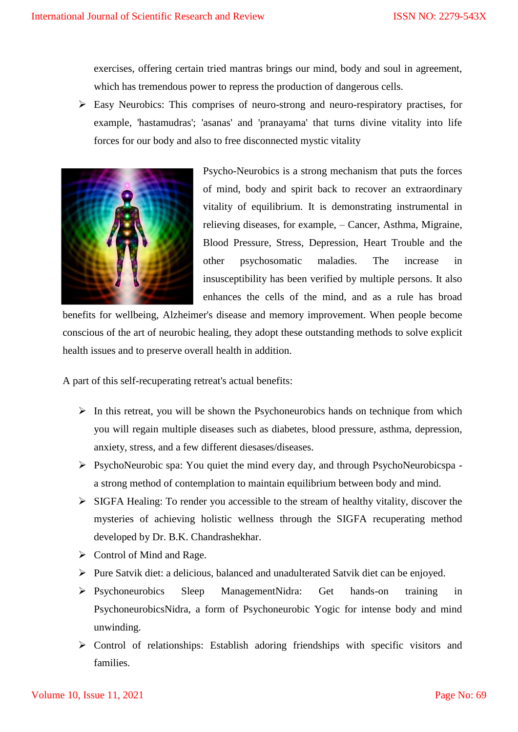exercises, offering certain tried mantras brings our mind, body and soul in agreement, which has tremendous power to repress the production of dangerous cells.

- Easy Neurobics: This comprises of neuro-strong and neuro-respiratory practises, for example, 'hastamudras'; 'asanas' and 'pranayama' that turns divine vitality into life forces for our body and also to free disconnected mystic vitality

Psycho-Neurobics is a strong mechanism that puts the forces of mind, body and spirit back to recover an extraordinary vitality of equilibrium. It is demonstrating instrumental in relieving diseases, for example, – Cancer, Asthma, Migraine, Blood Pressure, Stress, Depression, Heart Trouble and the other psychosomatic maladies. The increase in insusceptibility has been verified by multiple persons. It also enhances the cells of the mind, and as a rule has broad benefits for wellbeing, Alzheimer's disease and memory improvement. When people become conscious of the art of neurobic healing, they adopt these outstanding methods to solve explicit health issues and to preserve overall health in addition.

A part of this self-recuperating retreat's actual benefits:

- In this retreat, you will be shown the Psychoneurobics hands on technique from which you will regain multiple diseases such as diabetes, blood pressure, asthma, depression, anxiety, stress, and a few different diesases/diseases.
- PsychoNeurobic spa: You quiet the mind every day, and through PsychoNeurobicspa - a strong method of contemplation to maintain equilibrium between body and mind.
- SIGFA Healing: To render you accessible to the stream of healthy vitality, discover the mysteries of achieving holistic wellness through the SIGFA recuperating method developed by Dr. B.K. Chandrashekhar.
- Control of Mind and Rage.
- Pure Satvik diet: a delicious, balanced and unadulterated Satvik diet can be enjoyed.
- Psychoneurobics Sleep ManagementNidra: Get hands-on training in PsychoneurobicsNidra, a form of Psychoneurobic Yogic for intense body and mind unwinding.
- Control of relationships: Establish adoring friendships with specific visitors and families.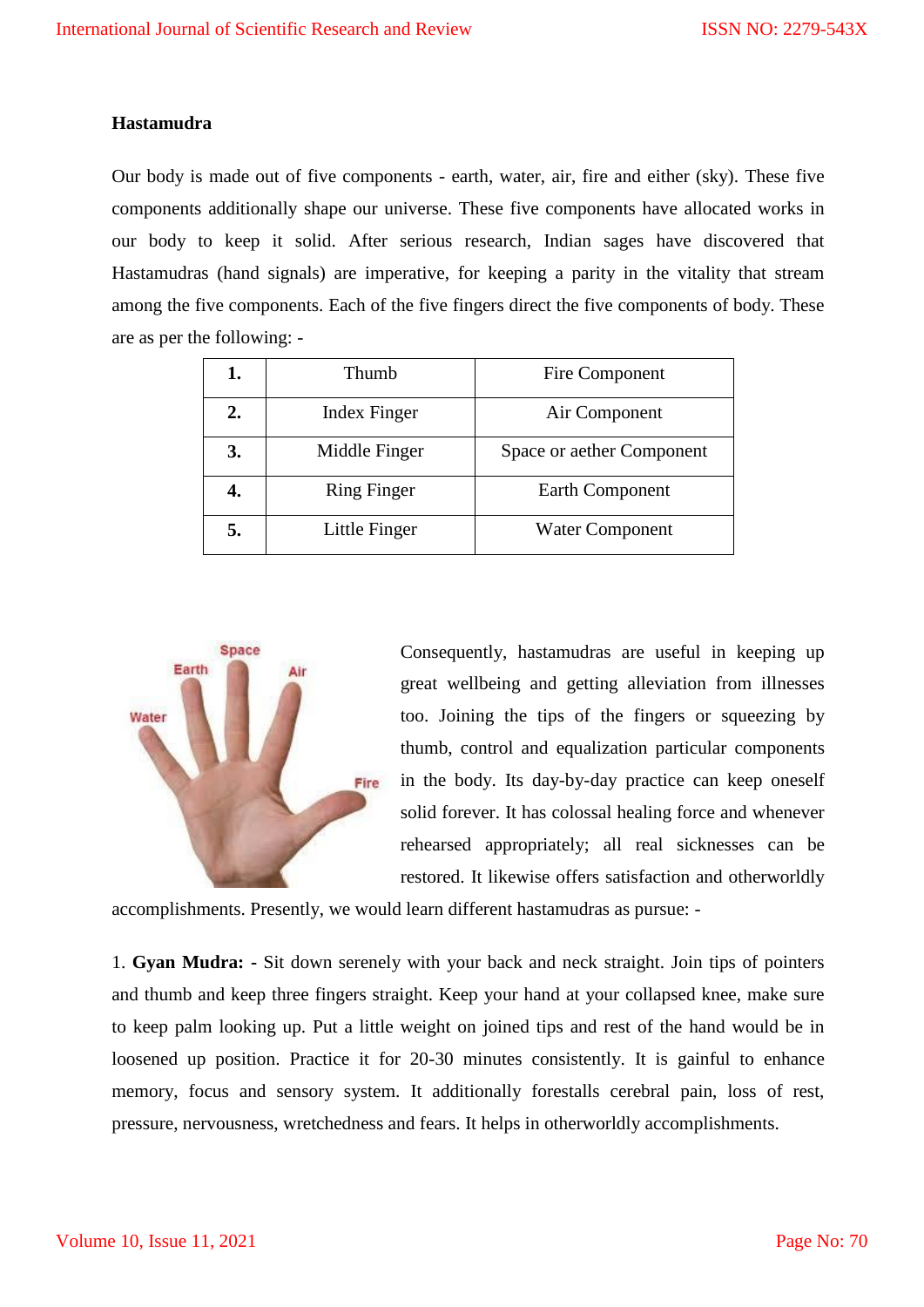**Hastamudra**

Our body is made out of five components - earth, water, air, fire and either (sky). These five components additionally shape our universe. These five components have allocated works in our body to keep it solid. After serious research, Indian sages have discovered that Hastamudras (hand signals) are imperative, for keeping a parity in the vitality that stream among the five components. Each of the five fingers direct the five components of body. These are as per the following: -

| **1.** | Thumb | Fire Component |
|---|---|---|
| **2.** | Index Finger | Air Component |
| **3.** | Middle Finger | Space or aether Component |
| **4.** | Ring Finger | Earth Component |
| **5.** | Little Finger | Water Component |

Consequently, hastamudras are useful in keeping up great wellbeing and getting alleviation from illnesses too. Joining the tips of the fingers or squeezing by thumb, control and equalization particular components in the body. Its day-by-day practice can keep oneself solid forever. It has colossal healing force and whenever rehearsed appropriately; all real sicknesses can be restored. It likewise offers satisfaction and otherworldly accomplishments. Presently, we would learn different hastamudras as pursue: -

1. **Gyan Mudra:** - Sit down serenely with your back and neck straight. Join tips of pointers and thumb and keep three fingers straight. Keep your hand at your collapsed knee, make sure to keep palm looking up. Put a little weight on joined tips and rest of the hand would be in loosened up position. Practice it for 20-30 minutes consistently. It is gainful to enhance memory, focus and sensory system. It additionally forestalls cerebral pain, loss of rest, pressure, nervousness, wretchedness and fears. It helps in otherworldly accomplishments.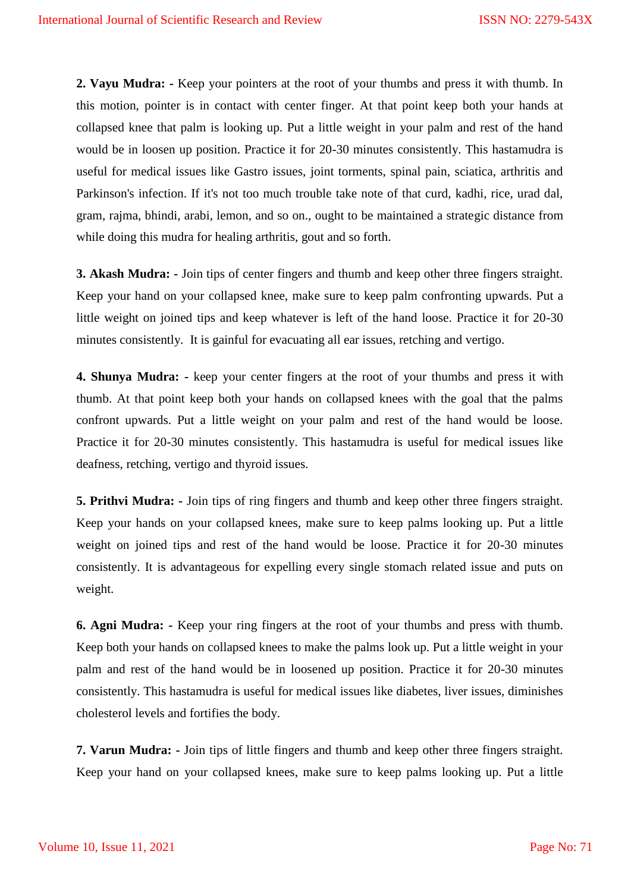**2. Vayu Mudra: -** Keep your pointers at the root of your thumbs and press it with thumb. In this motion, pointer is in contact with center finger. At that point keep both your hands at collapsed knee that palm is looking up. Put a little weight in your palm and rest of the hand would be in loosen up position. Practice it for 20-30 minutes consistently. This hastamudra is useful for medical issues like Gastro issues, joint torments, spinal pain, sciatica, arthritis and Parkinson's infection. If it's not too much trouble take note of that curd, kadhi, rice, urad dal, gram, rajma, bhindi, arabi, lemon, and so on., ought to be maintained a strategic distance from while doing this mudra for healing arthritis, gout and so forth.

**3. Akash Mudra: -** Join tips of center fingers and thumb and keep other three fingers straight. Keep your hand on your collapsed knee, make sure to keep palm confronting upwards. Put a little weight on joined tips and keep whatever is left of the hand loose. Practice it for 20-30 minutes consistently. It is gainful for evacuating all ear issues, retching and vertigo.

**4. Shunya Mudra: -** keep your center fingers at the root of your thumbs and press it with thumb. At that point keep both your hands on collapsed knees with the goal that the palms confront upwards. Put a little weight on your palm and rest of the hand would be loose. Practice it for 20-30 minutes consistently. This hastamudra is useful for medical issues like deafness, retching, vertigo and thyroid issues.

**5. Prithvi Mudra: -** Join tips of ring fingers and thumb and keep other three fingers straight. Keep your hands on your collapsed knees, make sure to keep palms looking up. Put a little weight on joined tips and rest of the hand would be loose. Practice it for 20-30 minutes consistently. It is advantageous for expelling every single stomach related issue and puts on weight.

**6. Agni Mudra: -** Keep your ring fingers at the root of your thumbs and press with thumb. Keep both your hands on collapsed knees to make the palms look up. Put a little weight in your palm and rest of the hand would be in loosened up position. Practice it for 20-30 minutes consistently. This hastamudra is useful for medical issues like diabetes, liver issues, diminishes cholesterol levels and fortifies the body.

**7. Varun Mudra: -** Join tips of little fingers and thumb and keep other three fingers straight. Keep your hand on your collapsed knees, make sure to keep palms looking up. Put a little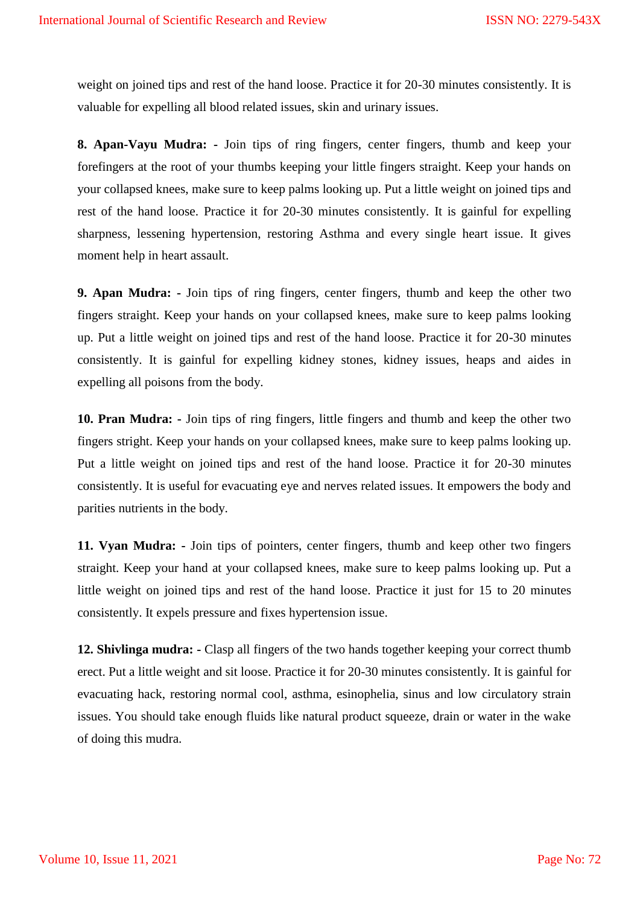weight on joined tips and rest of the hand loose. Practice it for 20-30 minutes consistently. It is valuable for expelling all blood related issues, skin and urinary issues.

**8. Apan-Vayu Mudra: -** Join tips of ring fingers, center fingers, thumb and keep your forefingers at the root of your thumbs keeping your little fingers straight. Keep your hands on your collapsed knees, make sure to keep palms looking up. Put a little weight on joined tips and rest of the hand loose. Practice it for 20-30 minutes consistently. It is gainful for expelling sharpness, lessening hypertension, restoring Asthma and every single heart issue. It gives moment help in heart assault.

**9. Apan Mudra: -** Join tips of ring fingers, center fingers, thumb and keep the other two fingers straight. Keep your hands on your collapsed knees, make sure to keep palms looking up. Put a little weight on joined tips and rest of the hand loose. Practice it for 20-30 minutes consistently. It is gainful for expelling kidney stones, kidney issues, heaps and aides in expelling all poisons from the body.

**10. Pran Mudra: -** Join tips of ring fingers, little fingers and thumb and keep the other two fingers stright. Keep your hands on your collapsed knees, make sure to keep palms looking up. Put a little weight on joined tips and rest of the hand loose. Practice it for 20-30 minutes consistently. It is useful for evacuating eye and nerves related issues. It empowers the body and parities nutrients in the body.

**11. Vyan Mudra: -** Join tips of pointers, center fingers, thumb and keep other two fingers straight. Keep your hand at your collapsed knees, make sure to keep palms looking up. Put a little weight on joined tips and rest of the hand loose. Practice it just for 15 to 20 minutes consistently. It expels pressure and fixes hypertension issue.

**12. Shivlinga mudra: -** Clasp all fingers of the two hands together keeping your correct thumb erect. Put a little weight and sit loose. Practice it for 20-30 minutes consistently. It is gainful for evacuating hack, restoring normal cool, asthma, esinophelia, sinus and low circulatory strain issues. You should take enough fluids like natural product squeeze, drain or water in the wake of doing this mudra.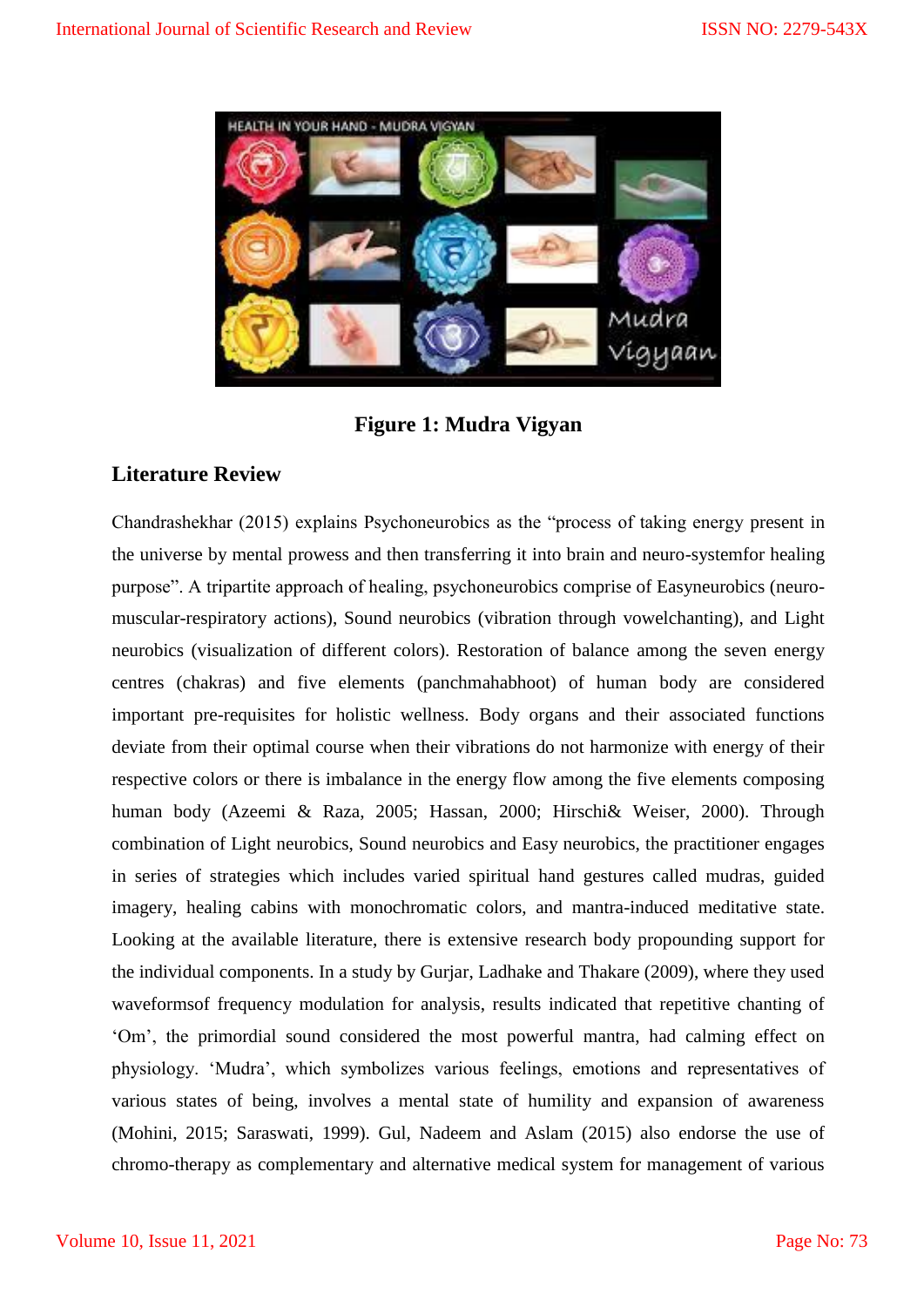**Figure 1: Mudra Vigyan**

## Literature Review

Chandrashekhar (2015) explains Psychoneurobics as the "process of taking energy present in the universe by mental prowess and then transferring it into brain and neuro-systemfor healing purpose". A tripartite approach of healing, psychoneurobics comprise of Easyneurobics (neuro-muscular-respiratory actions), Sound neurobics (vibration through vowelchanting), and Light neurobics (visualization of different colors). Restoration of balance among the seven energy centres (chakras) and five elements (panchmahabhoot) of human body are considered important pre-requisites for holistic wellness. Body organs and their associated functions deviate from their optimal course when their vibrations do not harmonize with energy of their respective colors or there is imbalance in the energy flow among the five elements composing human body (Azeemi & Raza, 2005; Hassan, 2000; Hirschi& Weiser, 2000). Through combination of Light neurobics, Sound neurobics and Easy neurobics, the practitioner engages in series of strategies which includes varied spiritual hand gestures called mudras, guided imagery, healing cabins with monochromatic colors, and mantra-induced meditative state. Looking at the available literature, there is extensive research body propounding support for the individual components. In a study by Gurjar, Ladhake and Thakare (2009), where they used waveformsof frequency modulation for analysis, results indicated that repetitive chanting of 'Om', the primordial sound considered the most powerful mantra, had calming effect on physiology. 'Mudra', which symbolizes various feelings, emotions and representatives of various states of being, involves a mental state of humility and expansion of awareness (Mohini, 2015; Saraswati, 1999). Gul, Nadeem and Aslam (2015) also endorse the use of chromo-therapy as complementary and alternative medical system for management of various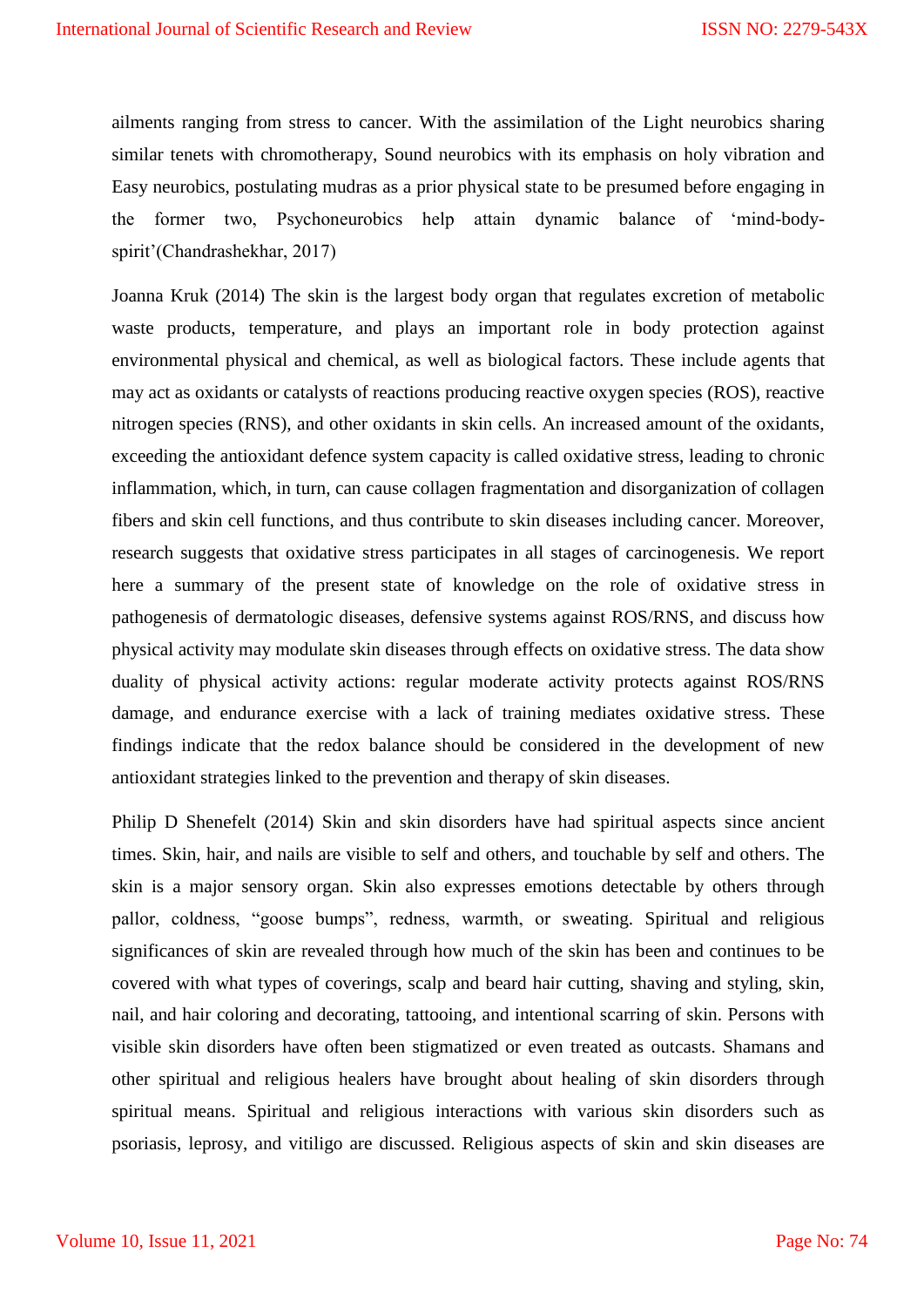ailments ranging from stress to cancer. With the assimilation of the Light neurobics sharing similar tenets with chromotherapy, Sound neurobics with its emphasis on holy vibration and Easy neurobics, postulating mudras as a prior physical state to be presumed before engaging in the former two, Psychoneurobics help attain dynamic balance of 'mind-body-spirit'(Chandrashekhar, 2017)

Joanna Kruk (2014) The skin is the largest body organ that regulates excretion of metabolic waste products, temperature, and plays an important role in body protection against environmental physical and chemical, as well as biological factors. These include agents that may act as oxidants or catalysts of reactions producing reactive oxygen species (ROS), reactive nitrogen species (RNS), and other oxidants in skin cells. An increased amount of the oxidants, exceeding the antioxidant defence system capacity is called oxidative stress, leading to chronic inflammation, which, in turn, can cause collagen fragmentation and disorganization of collagen fibers and skin cell functions, and thus contribute to skin diseases including cancer. Moreover, research suggests that oxidative stress participates in all stages of carcinogenesis. We report here a summary of the present state of knowledge on the role of oxidative stress in pathogenesis of dermatologic diseases, defensive systems against ROS/RNS, and discuss how physical activity may modulate skin diseases through effects on oxidative stress. The data show duality of physical activity actions: regular moderate activity protects against ROS/RNS damage, and endurance exercise with a lack of training mediates oxidative stress. These findings indicate that the redox balance should be considered in the development of new antioxidant strategies linked to the prevention and therapy of skin diseases.

Philip D Shenefelt (2014) Skin and skin disorders have had spiritual aspects since ancient times. Skin, hair, and nails are visible to self and others, and touchable by self and others. The skin is a major sensory organ. Skin also expresses emotions detectable by others through pallor, coldness, "goose bumps", redness, warmth, or sweating. Spiritual and religious significances of skin are revealed through how much of the skin has been and continues to be covered with what types of coverings, scalp and beard hair cutting, shaving and styling, skin, nail, and hair coloring and decorating, tattooing, and intentional scarring of skin. Persons with visible skin disorders have often been stigmatized or even treated as outcasts. Shamans and other spiritual and religious healers have brought about healing of skin disorders through spiritual means. Spiritual and religious interactions with various skin disorders such as psoriasis, leprosy, and vitiligo are discussed. Religious aspects of skin and skin diseases are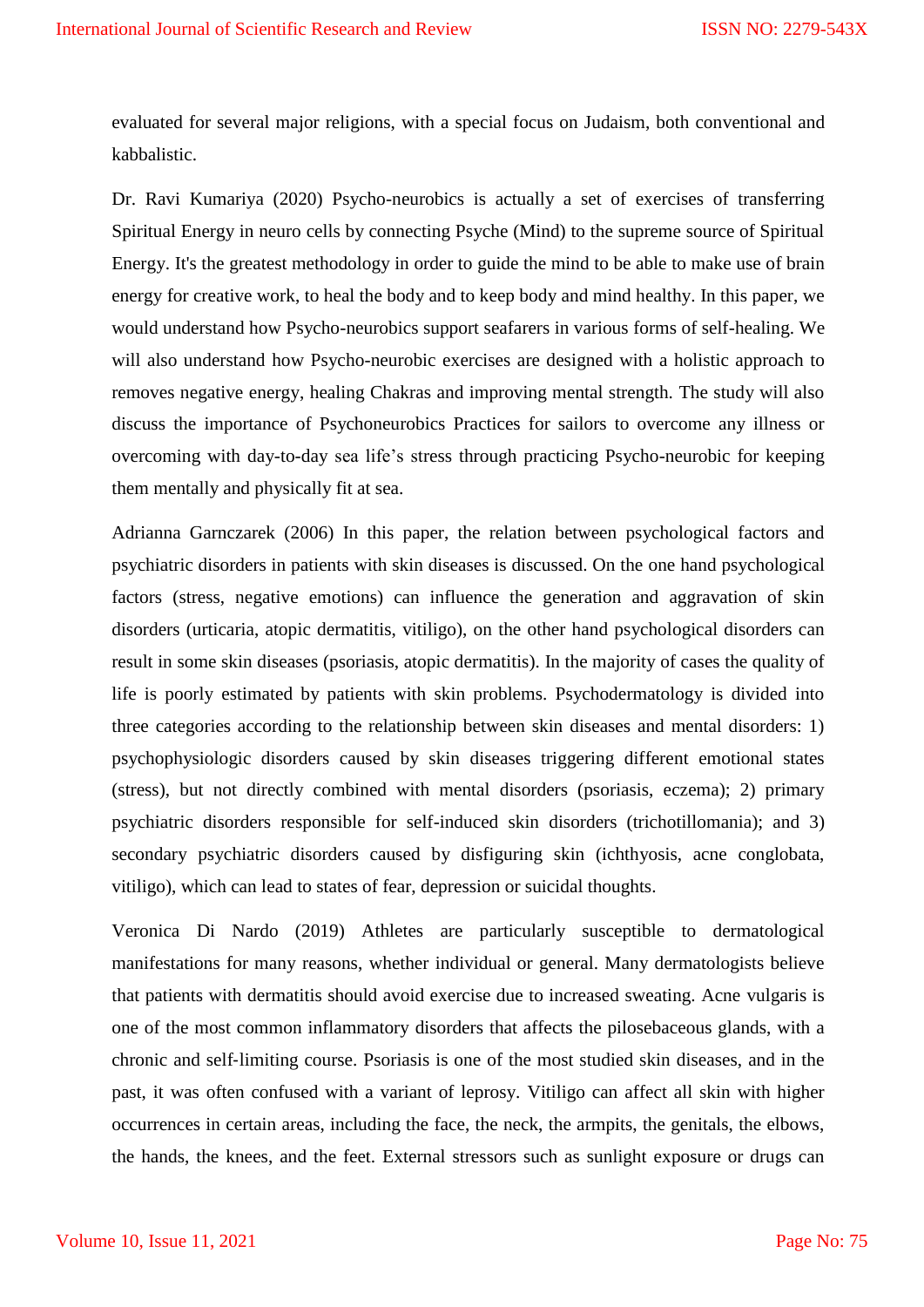evaluated for several major religions, with a special focus on Judaism, both conventional and kabbalistic.

Dr. Ravi Kumariya (2020) Psycho-neurobics is actually a set of exercises of transferring Spiritual Energy in neuro cells by connecting Psyche (Mind) to the supreme source of Spiritual Energy. It's the greatest methodology in order to guide the mind to be able to make use of brain energy for creative work, to heal the body and to keep body and mind healthy. In this paper, we would understand how Psycho-neurobics support seafarers in various forms of self-healing. We will also understand how Psycho-neurobic exercises are designed with a holistic approach to removes negative energy, healing Chakras and improving mental strength. The study will also discuss the importance of Psychoneurobics Practices for sailors to overcome any illness or overcoming with day-to-day sea life's stress through practicing Psycho-neurobic for keeping them mentally and physically fit at sea.

Adrianna Garnczarek (2006) In this paper, the relation between psychological factors and psychiatric disorders in patients with skin diseases is discussed. On the one hand psychological factors (stress, negative emotions) can influence the generation and aggravation of skin disorders (urticaria, atopic dermatitis, vitiligo), on the other hand psychological disorders can result in some skin diseases (psoriasis, atopic dermatitis). In the majority of cases the quality of life is poorly estimated by patients with skin problems. Psychodermatology is divided into three categories according to the relationship between skin diseases and mental disorders: 1) psychophysiologic disorders caused by skin diseases triggering different emotional states (stress), but not directly combined with mental disorders (psoriasis, eczema); 2) primary psychiatric disorders responsible for self-induced skin disorders (trichotillomania); and 3) secondary psychiatric disorders caused by disfiguring skin (ichthyosis, acne conglobata, vitiligo), which can lead to states of fear, depression or suicidal thoughts.

Veronica Di Nardo (2019) Athletes are particularly susceptible to dermatological manifestations for many reasons, whether individual or general. Many dermatologists believe that patients with dermatitis should avoid exercise due to increased sweating. Acne vulgaris is one of the most common inflammatory disorders that affects the pilosebaceous glands, with a chronic and self-limiting course. Psoriasis is one of the most studied skin diseases, and in the past, it was often confused with a variant of leprosy. Vitiligo can affect all skin with higher occurrences in certain areas, including the face, the neck, the armpits, the genitals, the elbows, the hands, the knees, and the feet. External stressors such as sunlight exposure or drugs can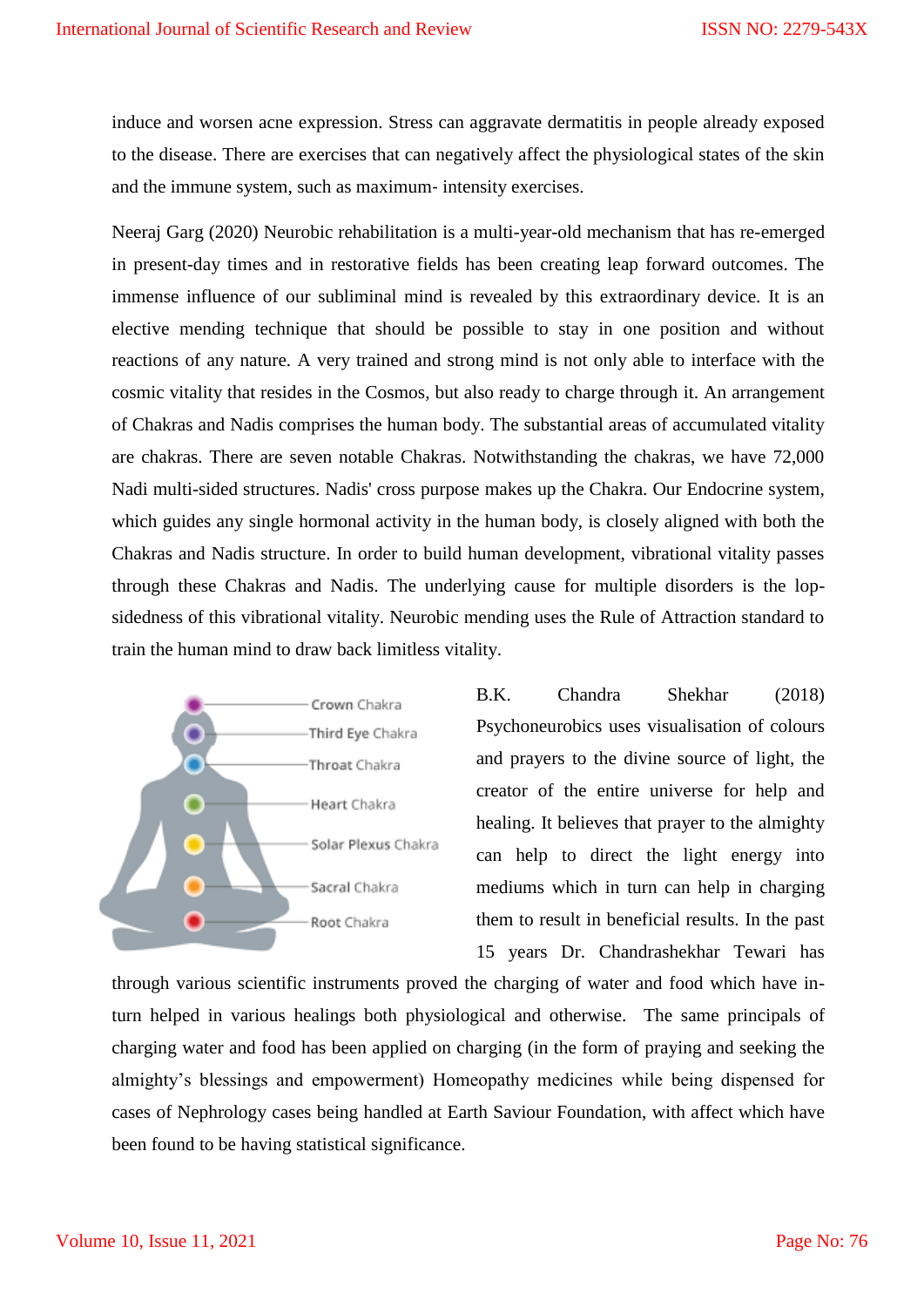induce and worsen acne expression. Stress can aggravate dermatitis in people already exposed to the disease. There are exercises that can negatively affect the physiological states of the skin and the immune system, such as maximum- intensity exercises.

Neeraj Garg (2020) Neurobic rehabilitation is a multi-year-old mechanism that has re-emerged in present-day times and in restorative fields has been creating leap forward outcomes. The immense influence of our subliminal mind is revealed by this extraordinary device. It is an elective mending technique that should be possible to stay in one position and without reactions of any nature. A very trained and strong mind is not only able to interface with the cosmic vitality that resides in the Cosmos, but also ready to charge through it. An arrangement of Chakras and Nadis comprises the human body. The substantial areas of accumulated vitality are chakras. There are seven notable Chakras. Notwithstanding the chakras, we have 72,000 Nadi multi-sided structures. Nadis' cross purpose makes up the Chakra. Our Endocrine system, which guides any single hormonal activity in the human body, is closely aligned with both the Chakras and Nadis structure. In order to build human development, vibrational vitality passes through these Chakras and Nadis. The underlying cause for multiple disorders is the lop-sidedness of this vibrational vitality. Neurobic mending uses the Rule of Attraction standard to train the human mind to draw back limitless vitality.

Crown Chakra
Third Eye Chakra
Throat Chakra
Heart Chakra
Solar Plexus Chakra
Sacral Chakra
Root Chakra

B.K. Chandra Shekhar (2018) Psychoneurobics uses visualisation of colours and prayers to the divine source of light, the creator of the entire universe for help and healing. It believes that prayer to the almighty can help to direct the light energy into mediums which in turn can help in charging them to result in beneficial results. In the past 15 years Dr. Chandrashekhar Tewari has through various scientific instruments proved the charging of water and food which have in-turn helped in various healings both physiological and otherwise. The same principals of charging water and food has been applied on charging (in the form of praying and seeking the almighty's blessings and empowerment) Homeopathy medicines while being dispensed for cases of Nephrology cases being handled at Earth Saviour Foundation, with affect which have been found to be having statistical significance.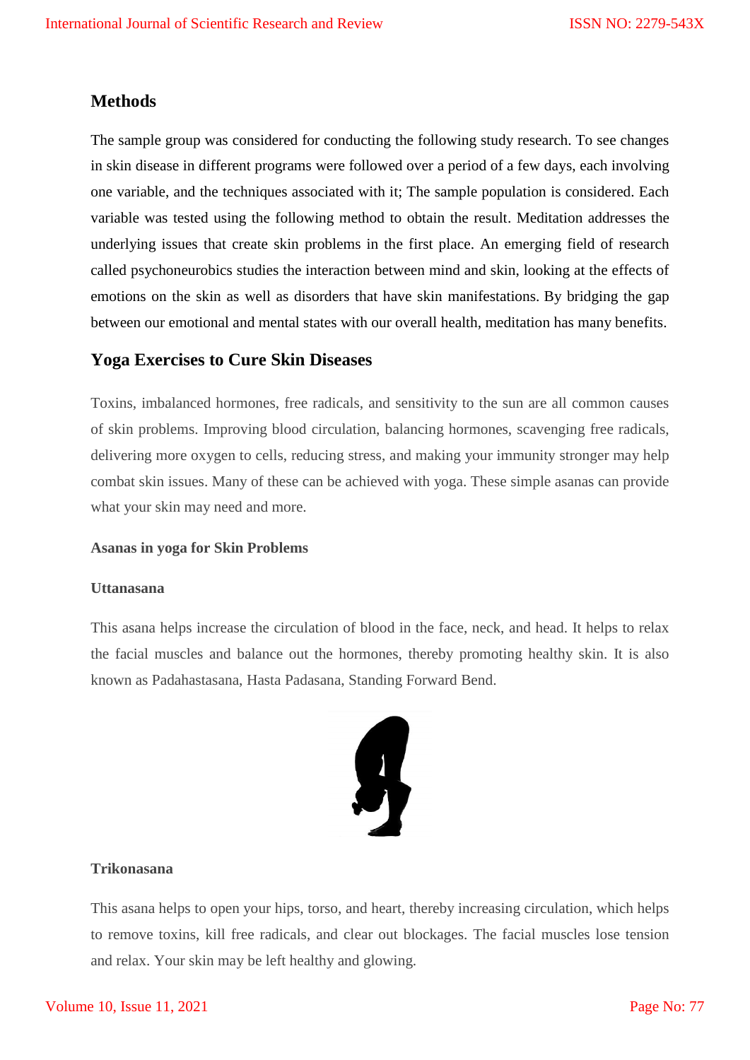## Methods

The sample group was considered for conducting the following study research. To see changes in skin disease in different programs were followed over a period of a few days, each involving one variable, and the techniques associated with it; The sample population is considered. Each variable was tested using the following method to obtain the result. Meditation addresses the underlying issues that create skin problems in the first place. An emerging field of research called psychoneurobics studies the interaction between mind and skin, looking at the effects of emotions on the skin as well as disorders that have skin manifestations. By bridging the gap between our emotional and mental states with our overall health, meditation has many benefits.

## Yoga Exercises to Cure Skin Diseases

Toxins, imbalanced hormones, free radicals, and sensitivity to the sun are all common causes of skin problems. Improving blood circulation, balancing hormones, scavenging free radicals, delivering more oxygen to cells, reducing stress, and making your immunity stronger may help combat skin issues. Many of these can be achieved with yoga. These simple asanas can provide what your skin may need and more.

#### Asanas in yoga for Skin Problems

#### Uttanasana

This asana helps increase the circulation of blood in the face, neck, and head. It helps to relax the facial muscles and balance out the hormones, thereby promoting healthy skin. It is also known as Padahastasana, Hasta Padasana, Standing Forward Bend.

#### Trikonasana

This asana helps to open your hips, torso, and heart, thereby increasing circulation, which helps to remove toxins, kill free radicals, and clear out blockages. The facial muscles lose tension and relax. Your skin may be left healthy and glowing.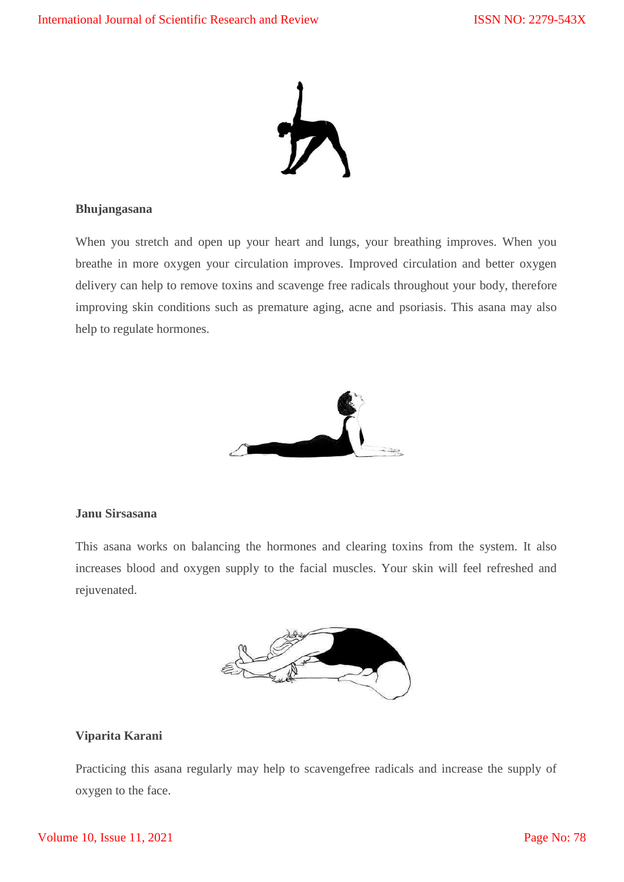**Bhujangasana**

When you stretch and open up your heart and lungs, your breathing improves. When you breathe in more oxygen your circulation improves. Improved circulation and better oxygen delivery can help to remove toxins and scavenge free radicals throughout your body, therefore improving skin conditions such as premature aging, acne and psoriasis. This asana may also help to regulate hormones.

**Janu Sirsasana**

This asana works on balancing the hormones and clearing toxins from the system. It also increases blood and oxygen supply to the facial muscles. Your skin will feel refreshed and rejuvenated.

**Viparita Karani**

Practicing this asana regularly may help to scavengefree radicals and increase the supply of oxygen to the face.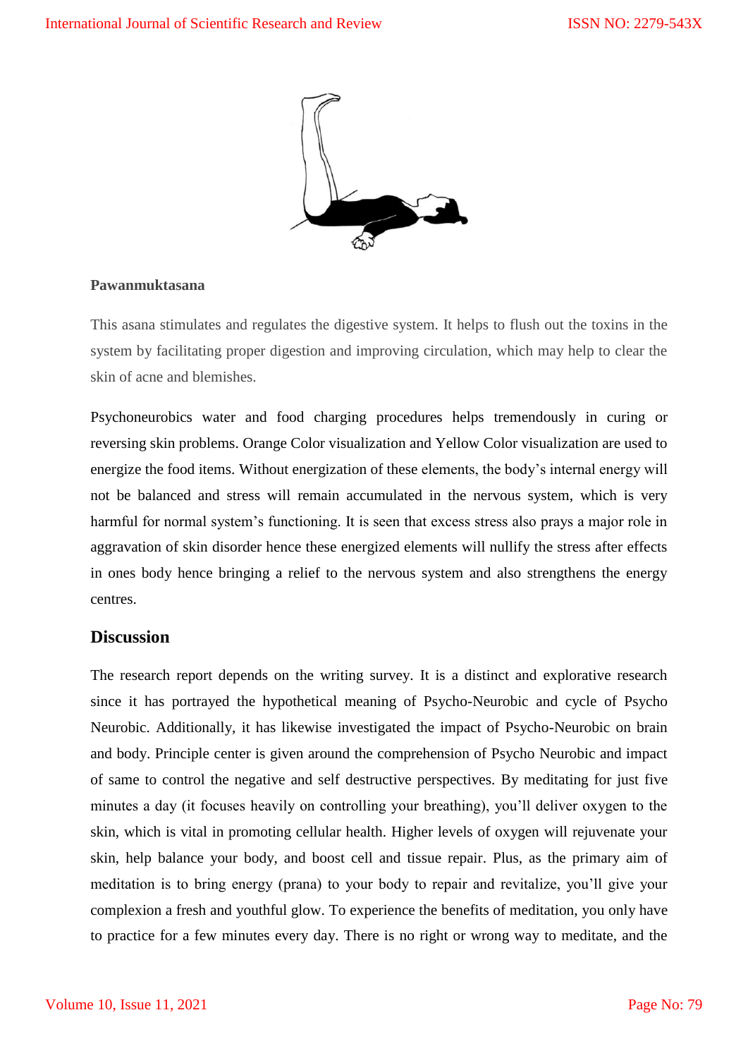**Pawanmuktasana**

This asana stimulates and regulates the digestive system. It helps to flush out the toxins in the system by facilitating proper digestion and improving circulation, which may help to clear the skin of acne and blemishes.

Psychoneurobics water and food charging procedures helps tremendously in curing or reversing skin problems. Orange Color visualization and Yellow Color visualization are used to energize the food items. Without energization of these elements, the body's internal energy will not be balanced and stress will remain accumulated in the nervous system, which is very harmful for normal system's functioning. It is seen that excess stress also prays a major role in aggravation of skin disorder hence these energized elements will nullify the stress after effects in ones body hence bringing a relief to the nervous system and also strengthens the energy centres.

## Discussion

The research report depends on the writing survey. It is a distinct and explorative research since it has portrayed the hypothetical meaning of Psycho-Neurobic and cycle of Psycho Neurobic. Additionally, it has likewise investigated the impact of Psycho-Neurobic on brain and body. Principle center is given around the comprehension of Psycho Neurobic and impact of same to control the negative and self destructive perspectives. By meditating for just five minutes a day (it focuses heavily on controlling your breathing), you'll deliver oxygen to the skin, which is vital in promoting cellular health. Higher levels of oxygen will rejuvenate your skin, help balance your body, and boost cell and tissue repair. Plus, as the primary aim of meditation is to bring energy (prana) to your body to repair and revitalize, you'll give your complexion a fresh and youthful glow. To experience the benefits of meditation, you only have to practice for a few minutes every day. There is no right or wrong way to meditate, and the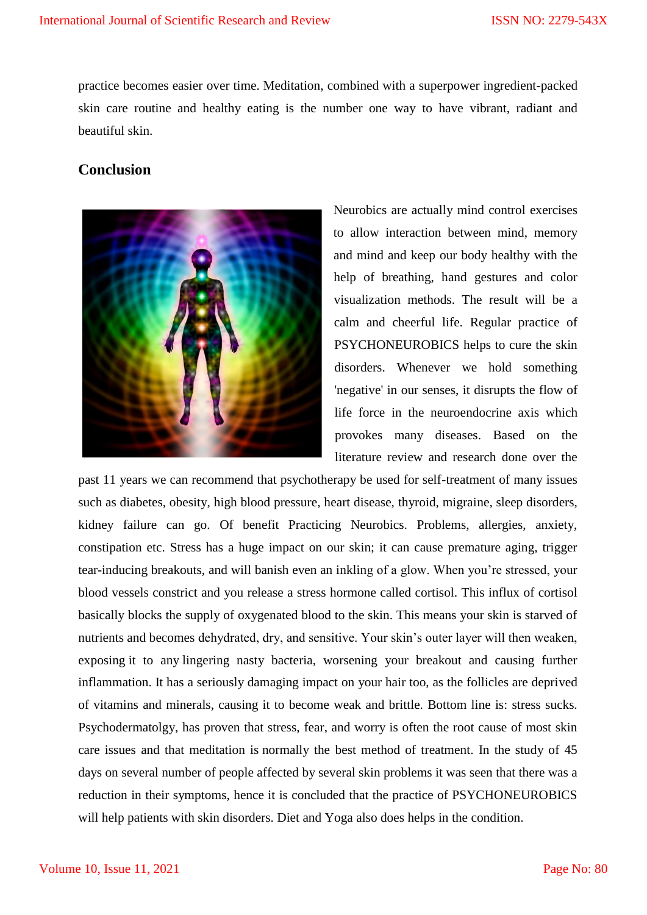practice becomes easier over time. Meditation, combined with a superpower ingredient-packed skin care routine and healthy eating is the number one way to have vibrant, radiant and beautiful skin.

## Conclusion

Neurobics are actually mind control exercises to allow interaction between mind, memory and mind and keep our body healthy with the help of breathing, hand gestures and color visualization methods. The result will be a calm and cheerful life. Regular practice of PSYCHONEUROBICS helps to cure the skin disorders. Whenever we hold something 'negative' in our senses, it disrupts the flow of life force in the neuroendocrine axis which provokes many diseases. Based on the literature review and research done over the past 11 years we can recommend that psychotherapy be used for self-treatment of many issues such as diabetes, obesity, high blood pressure, heart disease, thyroid, migraine, sleep disorders, kidney failure can go. Of benefit Practicing Neurobics. Problems, allergies, anxiety, constipation etc. Stress has a huge impact on our skin; it can cause premature aging, trigger tear-inducing breakouts, and will banish even an inkling of a glow. When you're stressed, your blood vessels constrict and you release a stress hormone called cortisol. This influx of cortisol basically blocks the supply of oxygenated blood to the skin. This means your skin is starved of nutrients and becomes dehydrated, dry, and sensitive. Your skin's outer layer will then weaken, exposing it to any lingering nasty bacteria, worsening your breakout and causing further inflammation. It has a seriously damaging impact on your hair too, as the follicles are deprived of vitamins and minerals, causing it to become weak and brittle. Bottom line is: stress sucks. Psychodermatolgy, has proven that stress, fear, and worry is often the root cause of most skin care issues and that meditation is normally the best method of treatment. In the study of 45 days on several number of people affected by several skin problems it was seen that there was a reduction in their symptoms, hence it is concluded that the practice of PSYCHONEUROBICS will help patients with skin disorders. Diet and Yoga also does helps in the condition.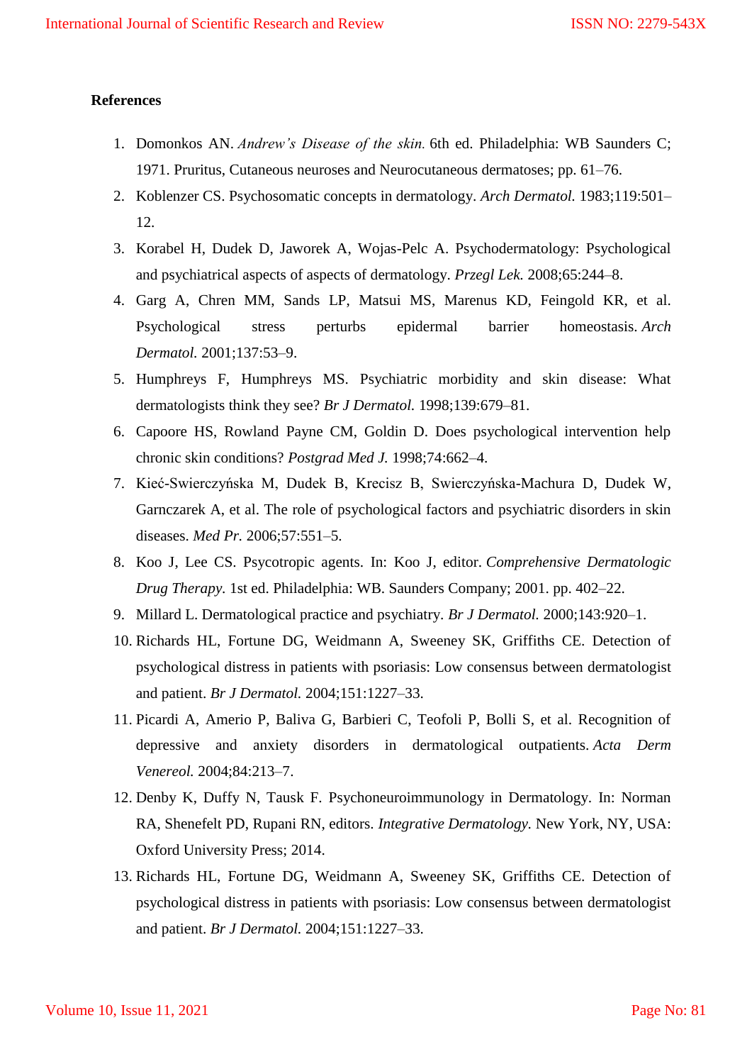**References**

1. Domonkos AN. *Andrew's Disease of the skin.* 6th ed. Philadelphia: WB Saunders C; 1971. Pruritus, Cutaneous neuroses and Neurocutaneous dermatoses; pp. 61–76.
2. Koblenzer CS. Psychosomatic concepts in dermatology. *Arch Dermatol.* 1983;119:501–12.
3. Korabel H, Dudek D, Jaworek A, Wojas-Pelc A. Psychodermatology: Psychological and psychiatrical aspects of aspects of dermatology. *Przegl Lek.* 2008;65:244–8.
4. Garg A, Chren MM, Sands LP, Matsui MS, Marenus KD, Feingold KR, et al. Psychological stress perturbs epidermal barrier homeostasis. *Arch Dermatol.* 2001;137:53–9.
5. Humphreys F, Humphreys MS. Psychiatric morbidity and skin disease: What dermatologists think they see? *Br J Dermatol.* 1998;139:679–81.
6. Capoore HS, Rowland Payne CM, Goldin D. Does psychological intervention help chronic skin conditions? *Postgrad Med J.* 1998;74:662–4.
7. Kieć-Swierczyńska M, Dudek B, Krecisz B, Swierczyńska-Machura D, Dudek W, Garnczarek A, et al. The role of psychological factors and psychiatric disorders in skin diseases. *Med Pr.* 2006;57:551–5.
8. Koo J, Lee CS. Psycotropic agents. In: Koo J, editor. *Comprehensive Dermatologic Drug Therapy.* 1st ed. Philadelphia: WB. Saunders Company; 2001. pp. 402–22.
9. Millard L. Dermatological practice and psychiatry. *Br J Dermatol.* 2000;143:920–1.
10. Richards HL, Fortune DG, Weidmann A, Sweeney SK, Griffiths CE. Detection of psychological distress in patients with psoriasis: Low consensus between dermatologist and patient. *Br J Dermatol.* 2004;151:1227–33.
11. Picardi A, Amerio P, Baliva G, Barbieri C, Teofoli P, Bolli S, et al. Recognition of depressive and anxiety disorders in dermatological outpatients. *Acta Derm Venereol.* 2004;84:213–7.
12. Denby K, Duffy N, Tausk F. Psychoneuroimmunology in Dermatology. In: Norman RA, Shenefelt PD, Rupani RN, editors. *Integrative Dermatology.* New York, NY, USA: Oxford University Press; 2014.
13. Richards HL, Fortune DG, Weidmann A, Sweeney SK, Griffiths CE. Detection of psychological distress in patients with psoriasis: Low consensus between dermatologist and patient. *Br J Dermatol.* 2004;151:1227–33.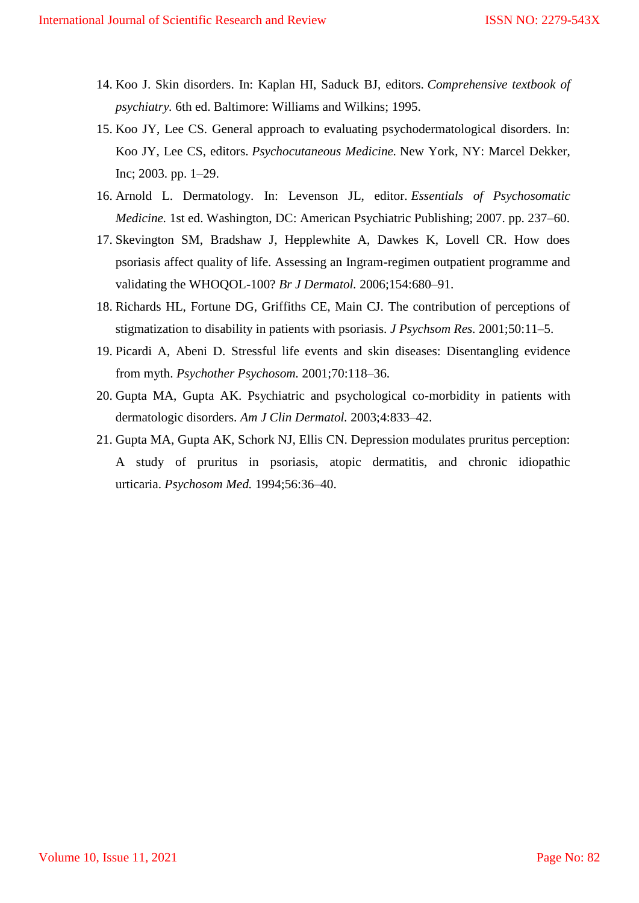14. Koo J. Skin disorders. In: Kaplan HI, Saduck BJ, editors. *Comprehensive textbook of psychiatry.* 6th ed. Baltimore: Williams and Wilkins; 1995.
15. Koo JY, Lee CS. General approach to evaluating psychodermatological disorders. In: Koo JY, Lee CS, editors. *Psychocutaneous Medicine.* New York, NY: Marcel Dekker, Inc; 2003. pp. 1–29.
16. Arnold L. Dermatology. In: Levenson JL, editor. *Essentials of Psychosomatic Medicine.* 1st ed. Washington, DC: American Psychiatric Publishing; 2007. pp. 237–60.
17. Skevington SM, Bradshaw J, Hepplewhite A, Dawkes K, Lovell CR. How does psoriasis affect quality of life. Assessing an Ingram-regimen outpatient programme and validating the WHOQOL-100? *Br J Dermatol.* 2006;154:680–91.
18. Richards HL, Fortune DG, Griffiths CE, Main CJ. The contribution of perceptions of stigmatization to disability in patients with psoriasis. *J Psychsom Res.* 2001;50:11–5.
19. Picardi A, Abeni D. Stressful life events and skin diseases: Disentangling evidence from myth. *Psychother Psychosom.* 2001;70:118–36.
20. Gupta MA, Gupta AK. Psychiatric and psychological co-morbidity in patients with dermatologic disorders. *Am J Clin Dermatol.* 2003;4:833–42.
21. Gupta MA, Gupta AK, Schork NJ, Ellis CN. Depression modulates pruritus perception: A study of pruritus in psoriasis, atopic dermatitis, and chronic idiopathic urticaria. *Psychosom Med.* 1994;56:36–40.